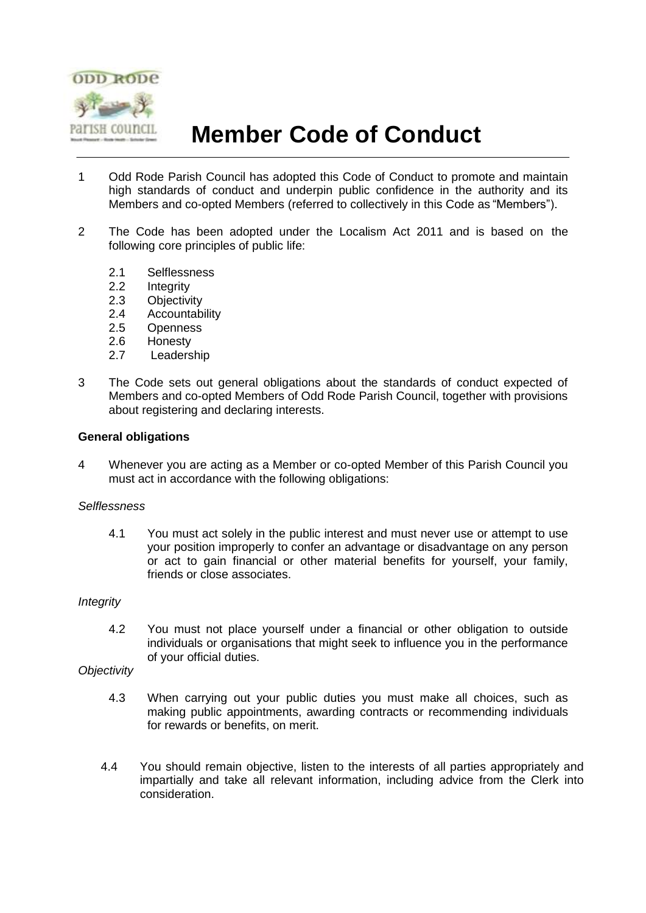# Member Code of Conduct

1 Odd Rode Parish Council has adopted this Code of Conduct to promote and maintain high standards of conduct and underpin public confidence in the authority and its Members and co-opted Members (referred to collectively in this Code as "Members").

2 The Code has been adopted under the Localism Act 2011 and is based on the following core principles of public life:

- 2.1 Selflessness
- 2.2 Integrity
- 2.3 Objectivity
- 2.4 Accountability
- 2.5 Openness
- 2.6 Honesty
- 2.7 Leadership

3 The Code sets out general obligations about the standards of conduct expected of Members and co-opted Members of Odd Rode Parish Council, together with provisions about registering and declaring interests.

**General obligations**

4 Whenever you are acting as a Member or co-opted Member of this Parish Council you must act in accordance with the following obligations:

*Selflessness*

4.1 You must act solely in the public interest and must never use or attempt to use your position improperly to confer an advantage or disadvantage on any person or act to gain financial or other material benefits for yourself, your family, friends or close associates.

*Integrity*

4.2 You must not place yourself under a financial or other obligation to outside individuals or organisations that might seek to influence you in the performance of your official duties.

*Objectivity*

4.3 When carrying out your public duties you must make all choices, such as making public appointments, awarding contracts or recommending individuals for rewards or benefits, on merit.

4.4 You should remain objective, listen to the interests of all parties appropriately and impartially and take all relevant information, including advice from the Clerk into consideration.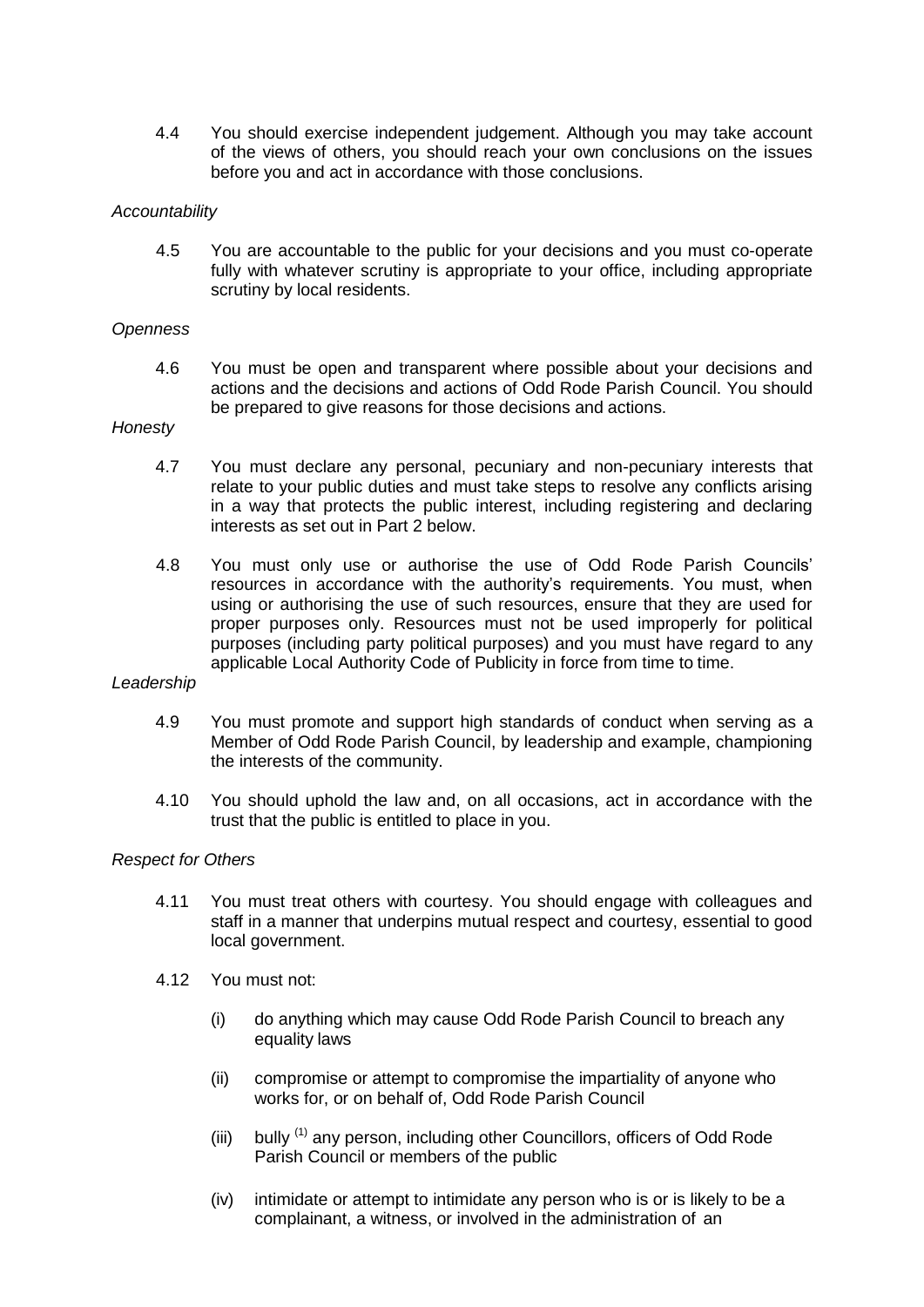4.4 You should exercise independent judgement. Although you may take account of the views of others, you should reach your own conclusions on the issues before you and act in accordance with those conclusions.

*Accountability*

4.5 You are accountable to the public for your decisions and you must co-operate fully with whatever scrutiny is appropriate to your office, including appropriate scrutiny by local residents.

*Openness*

4.6 You must be open and transparent where possible about your decisions and actions and the decisions and actions of Odd Rode Parish Council. You should be prepared to give reasons for those decisions and actions.

*Honesty*

4.7 You must declare any personal, pecuniary and non-pecuniary interests that relate to your public duties and must take steps to resolve any conflicts arising in a way that protects the public interest, including registering and declaring interests as set out in Part 2 below.

4.8 You must only use or authorise the use of Odd Rode Parish Councils' resources in accordance with the authority's requirements. You must, when using or authorising the use of such resources, ensure that they are used for proper purposes only. Resources must not be used improperly for political purposes (including party political purposes) and you must have regard to any applicable Local Authority Code of Publicity in force from time to time.

*Leadership*

4.9 You must promote and support high standards of conduct when serving as a Member of Odd Rode Parish Council, by leadership and example, championing the interests of the community.

4.10 You should uphold the law and, on all occasions, act in accordance with the trust that the public is entitled to place in you.

*Respect for Others*

4.11 You must treat others with courtesy. You should engage with colleagues and staff in a manner that underpins mutual respect and courtesy, essential to good local government.

4.12 You must not:

(i) do anything which may cause Odd Rode Parish Council to breach any equality laws

(ii) compromise or attempt to compromise the impartiality of anyone who works for, or on behalf of, Odd Rode Parish Council

(iii) bully [(1)] any person, including other Councillors, officers of Odd Rode Parish Council or members of the public

(iv) intimidate or attempt to intimidate any person who is or is likely to be a complainant, a witness, or involved in the administration of an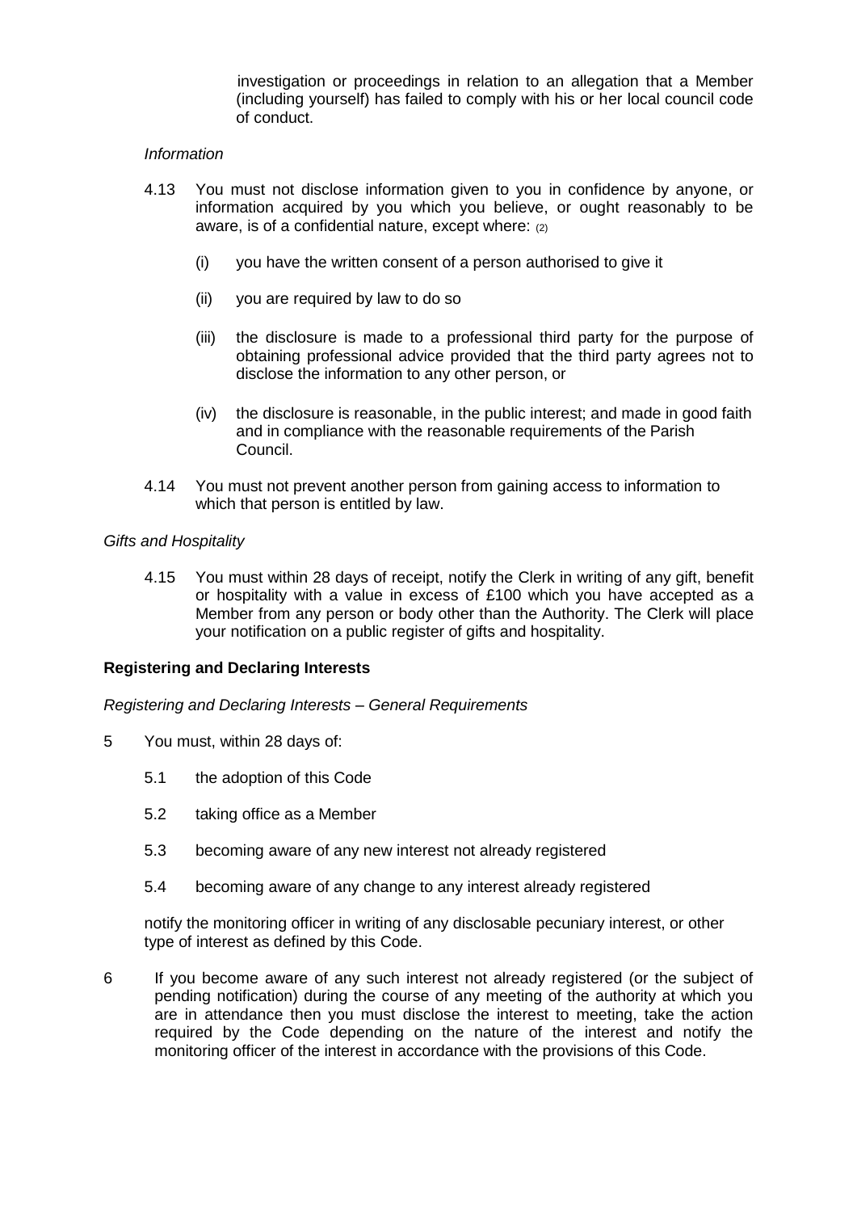investigation or proceedings in relation to an allegation that a Member (including yourself) has failed to comply with his or her local council code of conduct.

*Information*

4.13 You must not disclose information given to you in confidence by anyone, or information acquired by you which you believe, or ought reasonably to be aware, is of a confidential nature, except where: (2)

- (i) you have the written consent of a person authorised to give it
- (ii) you are required by law to do so
- (iii) the disclosure is made to a professional third party for the purpose of obtaining professional advice provided that the third party agrees not to disclose the information to any other person, or
- (iv) the disclosure is reasonable, in the public interest; and made in good faith and in compliance with the reasonable requirements of the Parish Council.

4.14 You must not prevent another person from gaining access to information to which that person is entitled by law.

*Gifts and Hospitality*

4.15 You must within 28 days of receipt, notify the Clerk in writing of any gift, benefit or hospitality with a value in excess of £100 which you have accepted as a Member from any person or body other than the Authority. The Clerk will place your notification on a public register of gifts and hospitality.

**Registering and Declaring Interests**

*Registering and Declaring Interests – General Requirements*

5 You must, within 28 days of:

- 5.1 the adoption of this Code
- 5.2 taking office as a Member
- 5.3 becoming aware of any new interest not already registered
- 5.4 becoming aware of any change to any interest already registered

notify the monitoring officer in writing of any disclosable pecuniary interest, or other type of interest as defined by this Code.

6 If you become aware of any such interest not already registered (or the subject of pending notification) during the course of any meeting of the authority at which you are in attendance then you must disclose the interest to meeting, take the action required by the Code depending on the nature of the interest and notify the monitoring officer of the interest in accordance with the provisions of this Code.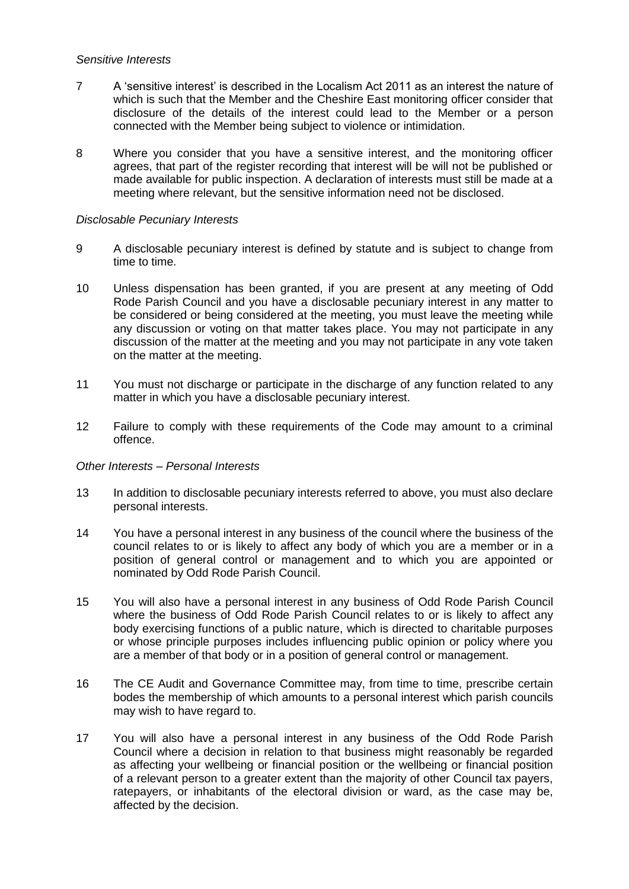*Sensitive Interests*

7 A 'sensitive interest' is described in the Localism Act 2011 as an interest the nature of which is such that the Member and the Cheshire East monitoring officer consider that disclosure of the details of the interest could lead to the Member or a person connected with the Member being subject to violence or intimidation.

8 Where you consider that you have a sensitive interest, and the monitoring officer agrees, that part of the register recording that interest will be will not be published or made available for public inspection. A declaration of interests must still be made at a meeting where relevant, but the sensitive information need not be disclosed.

*Disclosable Pecuniary Interests*

9 A disclosable pecuniary interest is defined by statute and is subject to change from time to time.

10 Unless dispensation has been granted, if you are present at any meeting of Odd Rode Parish Council and you have a disclosable pecuniary interest in any matter to be considered or being considered at the meeting, you must leave the meeting while any discussion or voting on that matter takes place. You may not participate in any discussion of the matter at the meeting and you may not participate in any vote taken on the matter at the meeting.

11 You must not discharge or participate in the discharge of any function related to any matter in which you have a disclosable pecuniary interest.

12 Failure to comply with these requirements of the Code may amount to a criminal offence.

*Other Interests – Personal Interests*

13 In addition to disclosable pecuniary interests referred to above, you must also declare personal interests.

14 You have a personal interest in any business of the council where the business of the council relates to or is likely to affect any body of which you are a member or in a position of general control or management and to which you are appointed or nominated by Odd Rode Parish Council.

15 You will also have a personal interest in any business of Odd Rode Parish Council where the business of Odd Rode Parish Council relates to or is likely to affect any body exercising functions of a public nature, which is directed to charitable purposes or whose principle purposes includes influencing public opinion or policy where you are a member of that body or in a position of general control or management.

16 The CE Audit and Governance Committee may, from time to time, prescribe certain bodes the membership of which amounts to a personal interest which parish councils may wish to have regard to.

17 You will also have a personal interest in any business of the Odd Rode Parish Council where a decision in relation to that business might reasonably be regarded as affecting your wellbeing or financial position or the wellbeing or financial position of a relevant person to a greater extent than the majority of other Council tax payers, ratepayers, or inhabitants of the electoral division or ward, as the case may be, affected by the decision.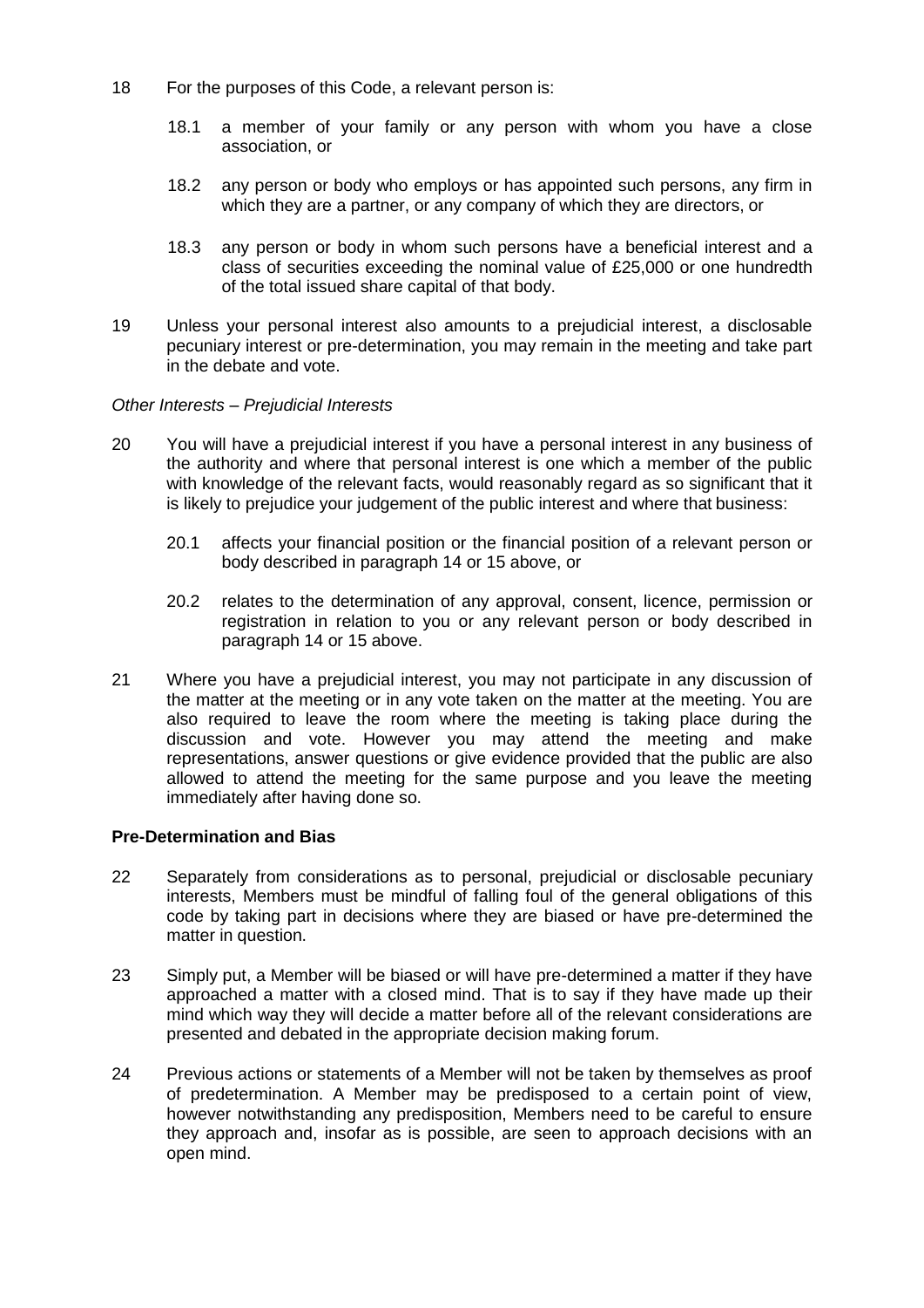18 For the purposes of this Code, a relevant person is:

   18.1 a member of your family or any person with whom you have a close association, or

   18.2 any person or body who employs or has appointed such persons, any firm in which they are a partner, or any company of which they are directors, or

   18.3 any person or body in whom such persons have a beneficial interest and a class of securities exceeding the nominal value of £25,000 or one hundredth of the total issued share capital of that body.

19 Unless your personal interest also amounts to a prejudicial interest, a disclosable pecuniary interest or pre-determination, you may remain in the meeting and take part in the debate and vote.

*Other Interests – Prejudicial Interests*

20 You will have a prejudicial interest if you have a personal interest in any business of the authority and where that personal interest is one which a member of the public with knowledge of the relevant facts, would reasonably regard as so significant that it is likely to prejudice your judgement of the public interest and where that business:

   20.1 affects your financial position or the financial position of a relevant person or body described in paragraph 14 or 15 above, or

   20.2 relates to the determination of any approval, consent, licence, permission or registration in relation to you or any relevant person or body described in paragraph 14 or 15 above.

21 Where you have a prejudicial interest, you may not participate in any discussion of the matter at the meeting or in any vote taken on the matter at the meeting. You are also required to leave the room where the meeting is taking place during the discussion and vote. However you may attend the meeting and make representations, answer questions or give evidence provided that the public are also allowed to attend the meeting for the same purpose and you leave the meeting immediately after having done so.

**Pre-Determination and Bias**

22 Separately from considerations as to personal, prejudicial or disclosable pecuniary interests, Members must be mindful of falling foul of the general obligations of this code by taking part in decisions where they are biased or have pre-determined the matter in question.

23 Simply put, a Member will be biased or will have pre-determined a matter if they have approached a matter with a closed mind. That is to say if they have made up their mind which way they will decide a matter before all of the relevant considerations are presented and debated in the appropriate decision making forum.

24 Previous actions or statements of a Member will not be taken by themselves as proof of predetermination. A Member may be predisposed to a certain point of view, however notwithstanding any predisposition, Members need to be careful to ensure they approach and, insofar as is possible, are seen to approach decisions with an open mind.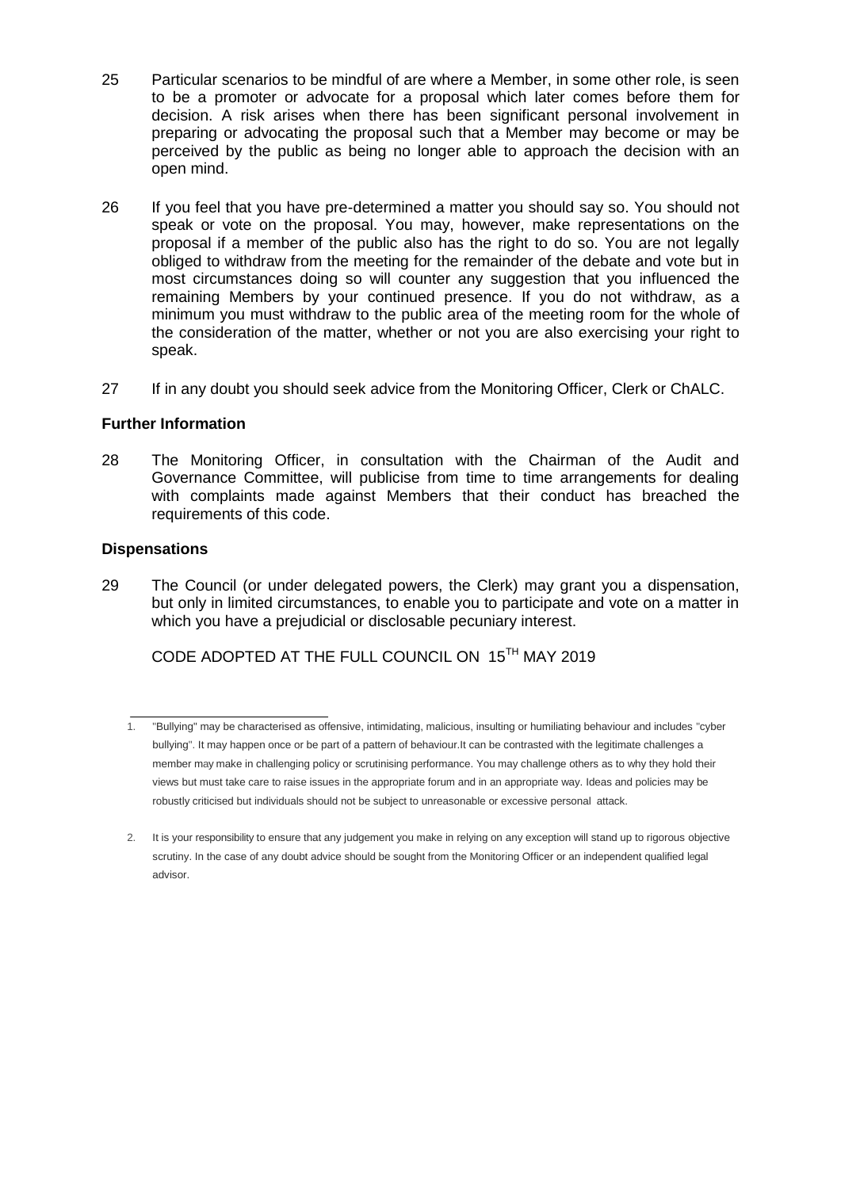25 Particular scenarios to be mindful of are where a Member, in some other role, is seen to be a promoter or advocate for a proposal which later comes before them for decision. A risk arises when there has been significant personal involvement in preparing or advocating the proposal such that a Member may become or may be perceived by the public as being no longer able to approach the decision with an open mind.

26 If you feel that you have pre-determined a matter you should say so. You should not speak or vote on the proposal. You may, however, make representations on the proposal if a member of the public also has the right to do so. You are not legally obliged to withdraw from the meeting for the remainder of the debate and vote but in most circumstances doing so will counter any suggestion that you influenced the remaining Members by your continued presence. If you do not withdraw, as a minimum you must withdraw to the public area of the meeting room for the whole of the consideration of the matter, whether or not you are also exercising your right to speak.

27 If in any doubt you should seek advice from the Monitoring Officer, Clerk or ChALC.

**Further Information**

28 The Monitoring Officer, in consultation with the Chairman of the Audit and Governance Committee, will publicise from time to time arrangements for dealing with complaints made against Members that their conduct has breached the requirements of this code.

**Dispensations**

29 The Council (or under delegated powers, the Clerk) may grant you a dispensation, but only in limited circumstances, to enable you to participate and vote on a matter in which you have a prejudicial or disclosable pecuniary interest.

CODE ADOPTED AT THE FULL COUNCIL ON 15TH MAY 2019

---

1. "Bullying" may be characterised as offensive, intimidating, malicious, insulting or humiliating behaviour and includes "cyber bullying". It may happen once or be part of a pattern of behaviour.It can be contrasted with the legitimate challenges a member may make in challenging policy or scrutinising performance. You may challenge others as to why they hold their views but must take care to raise issues in the appropriate forum and in an appropriate way. Ideas and policies may be robustly criticised but individuals should not be subject to unreasonable or excessive personal attack.

2. It is your responsibility to ensure that any judgement you make in relying on any exception will stand up to rigorous objective scrutiny. In the case of any doubt advice should be sought from the Monitoring Officer or an independent qualified legal advisor.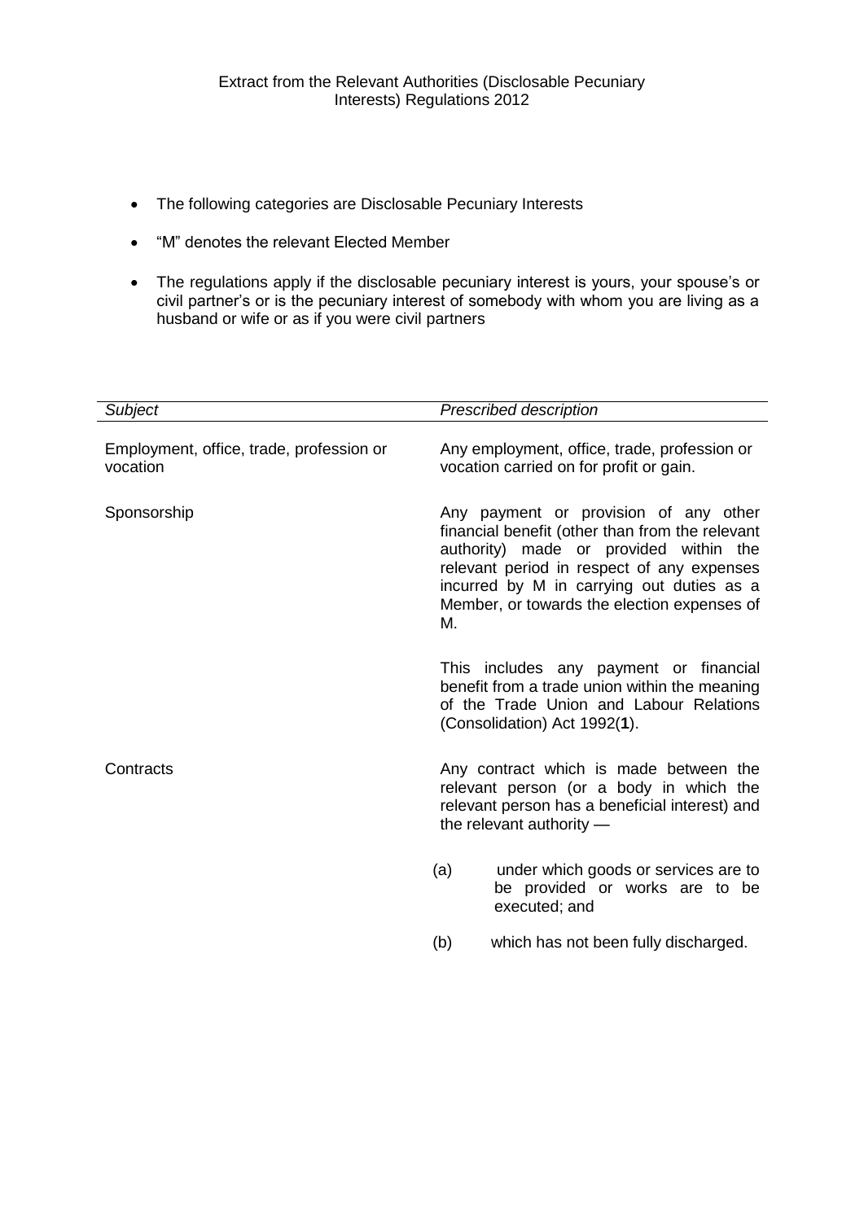Extract from the Relevant Authorities (Disclosable Pecuniary Interests) Regulations 2012

- The following categories are Disclosable Pecuniary Interests
- "M" denotes the relevant Elected Member
- The regulations apply if the disclosable pecuniary interest is yours, your spouse's or civil partner's or is the pecuniary interest of somebody with whom you are living as a husband or wife or as if you were civil partners

| *Subject* | *Prescribed description* |
|---|---|
| Employment, office, trade, profession or vocation | Any employment, office, trade, profession or vocation carried on for profit or gain. |
| Sponsorship | Any payment or provision of any other financial benefit (other than from the relevant authority) made or provided within the relevant period in respect of any expenses incurred by M in carrying out duties as a Member, or towards the election expenses of M.<br><br>This includes any payment or financial benefit from a trade union within the meaning of the Trade Union and Labour Relations (Consolidation) Act 1992(**1**). |
| Contracts | Any contract which is made between the relevant person (or a body in which the relevant person has a beneficial interest) and the relevant authority —<br><br>(a) under which goods or services are to be provided or works are to be executed; and<br><br>(b) which has not been fully discharged. |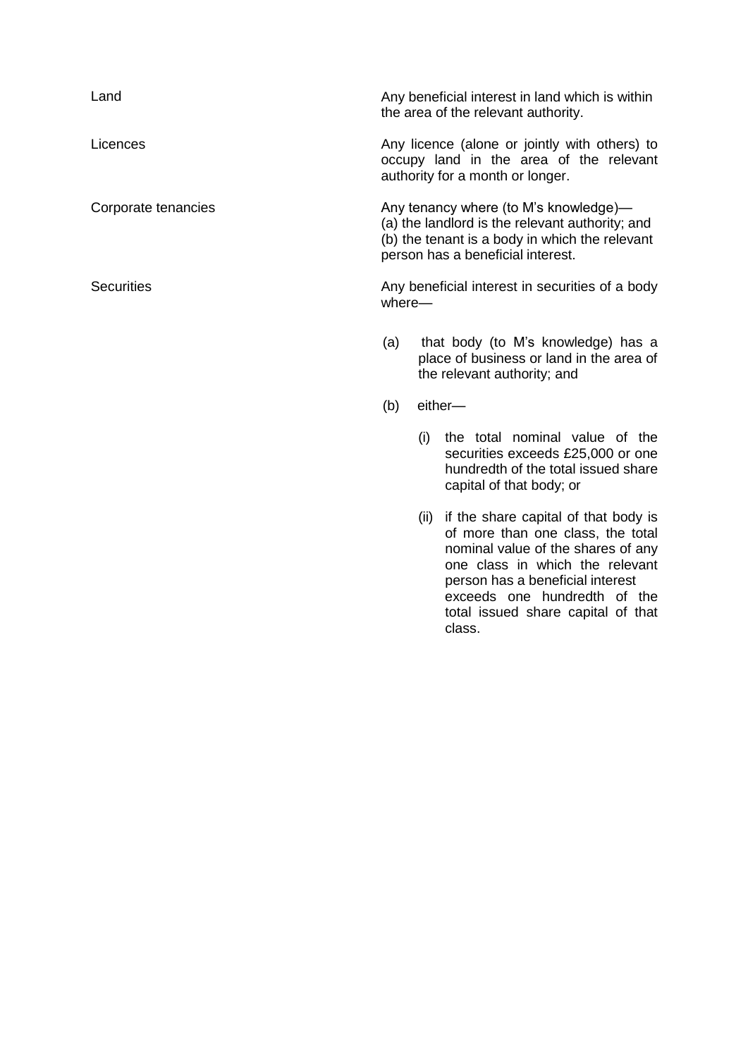| | |
|---|---|
| Land | Any beneficial interest in land which is within the area of the relevant authority. |
| Licences | Any licence (alone or jointly with others) to occupy land in the area of the relevant authority for a month or longer. |
| Corporate tenancies | Any tenancy where (to M's knowledge)—<br>(a) the landlord is the relevant authority; and<br>(b) the tenant is a body in which the relevant person has a beneficial interest. |
| Securities | Any beneficial interest in securities of a body where—<br>(a) that body (to M's knowledge) has a place of business or land in the area of the relevant authority; and<br>(b) either—<br>(i) the total nominal value of the securities exceeds £25,000 or one hundredth of the total issued share capital of that body; or<br>(ii) if the share capital of that body is of more than one class, the total nominal value of the shares of any one class in which the relevant person has a beneficial interest exceeds one hundredth of the total issued share capital of that class. |